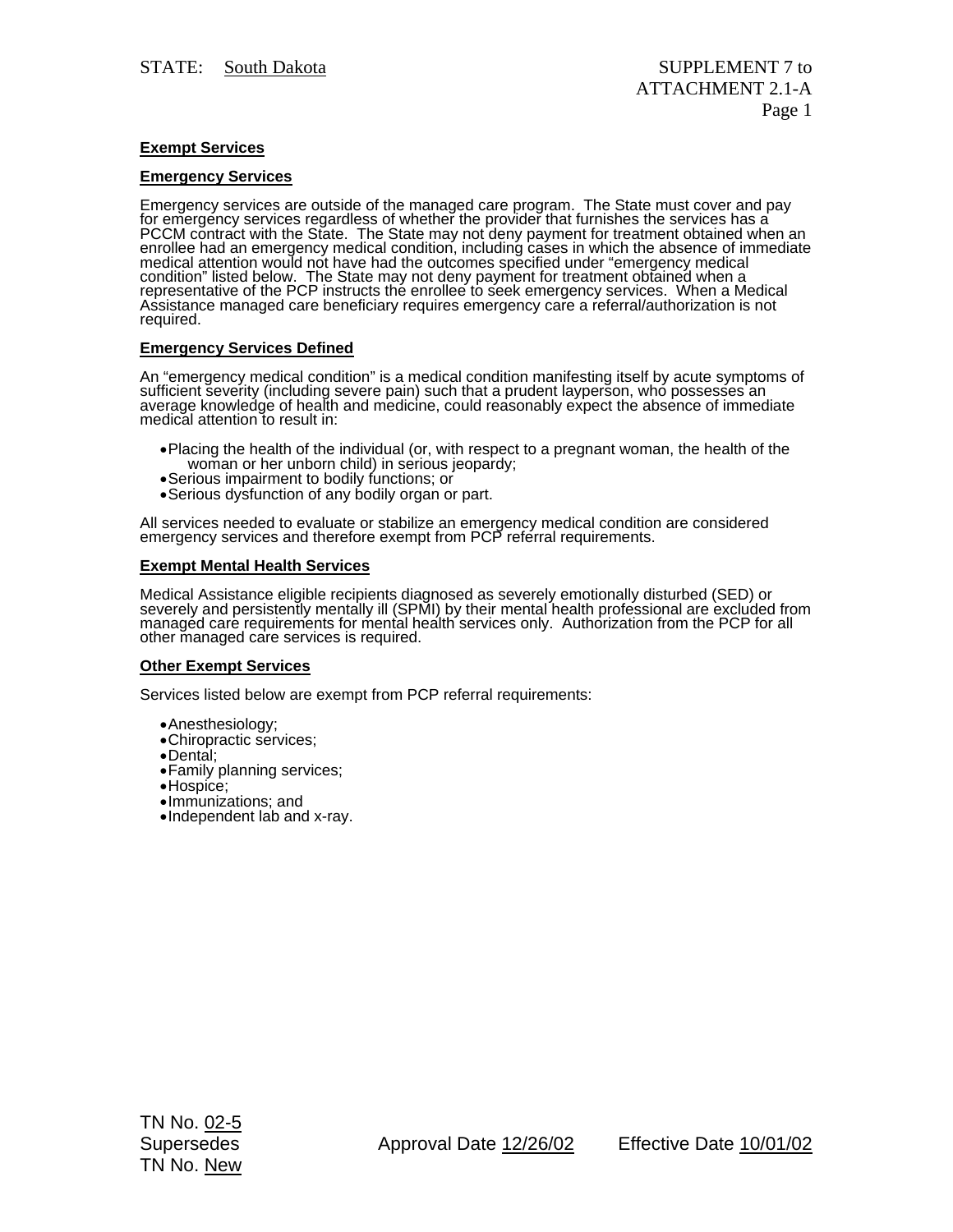STATE: South Dakota

SUPPLEMENT 7 to ATTACHMENT 2.1-A

**Exempt Services**

**Emergency Services**

Emergency services are outside of the managed care program. The State must cover and pay for emergency services regardless of whether the provider that furnishes the services has a PCCM contract with the State. The State may not deny payment for treatment obtained when an enrollee had an emergency medical condition, including cases in which the absence of immediate medical attention would not have had the outcomes specified under "emergency medical condition" listed below. The State may not deny payment for treatment obtained when a representative of the PCP instructs the enrollee to seek emergency services. When a Medical Assistance managed care beneficiary requires emergency care a referral/authorization is not required.

**Emergency Services Defined**

An "emergency medical condition" is a medical condition manifesting itself by acute symptoms of sufficient severity (including severe pain) such that a prudent layperson, who possesses an average knowledge of health and medicine, could reasonably expect the absence of immediate medical attention to result in:

- Placing the health of the individual (or, with respect to a pregnant woman, the health of the woman or her unborn child) in serious jeopardy;
- Serious impairment to bodily functions; or
- Serious dysfunction of any bodily organ or part.

All services needed to evaluate or stabilize an emergency medical condition are considered emergency services and therefore exempt from PCP referral requirements.

**Exempt Mental Health Services**

Medical Assistance eligible recipients diagnosed as severely emotionally disturbed (SED) or severely and persistently mentally ill (SPMI) by their mental health professional are excluded from managed care requirements for mental health services only. Authorization from the PCP for all other managed care services is required.

**Other Exempt Services**

Services listed below are exempt from PCP referral requirements:

- Anesthesiology;
- Chiropractic services;
- Dental;
- Family planning services;
- Hospice;
- Immunizations; and
- Independent lab and x-ray.

TN No. 02-5
Supersedes
TN No. New

Approval Date 12/26/02

Effective Date 10/01/02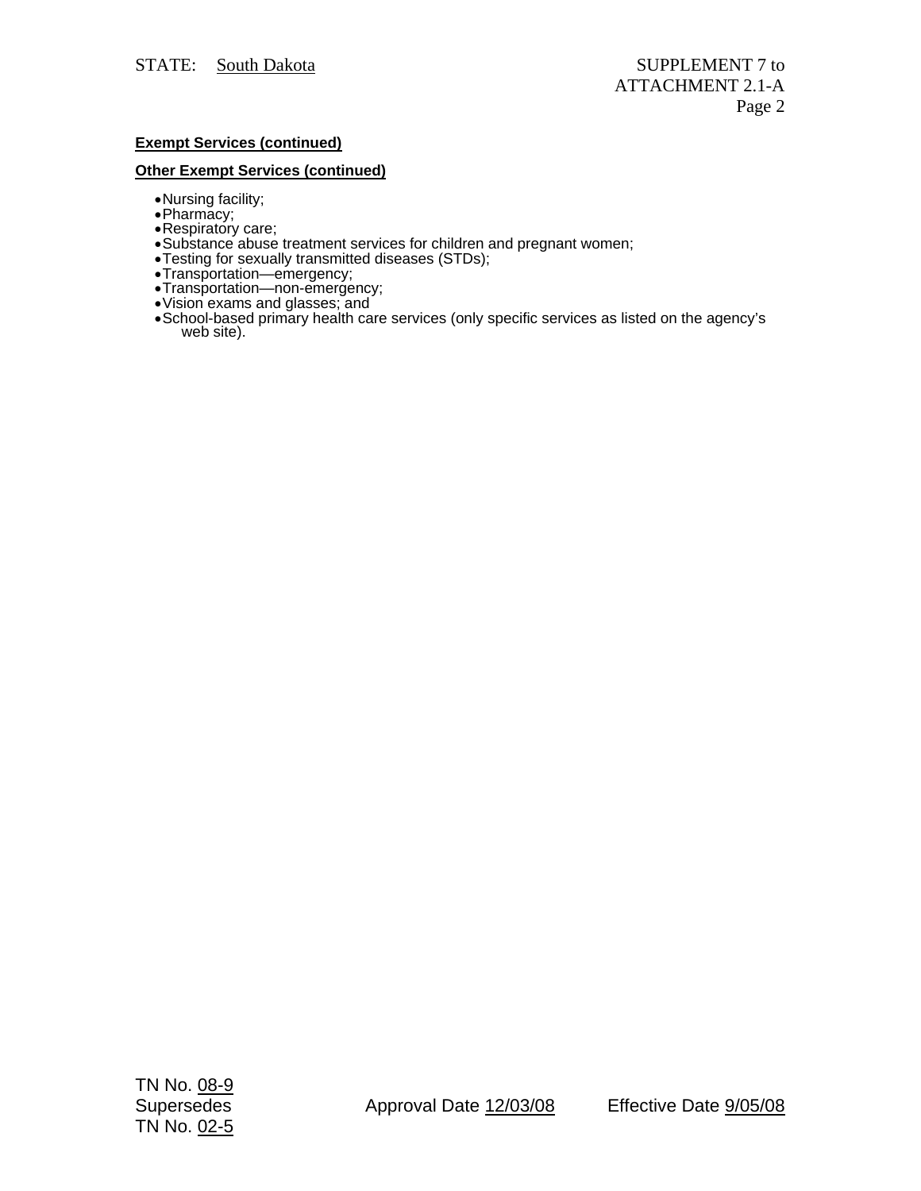**Exempt Services (continued)**

**Other Exempt Services (continued)**

- Nursing facility;
- Pharmacy;
- Respiratory care;
- Substance abuse treatment services for children and pregnant women;
- Testing for sexually transmitted diseases (STDs);
- Transportation—emergency;
- Transportation—non-emergency;
- Vision exams and glasses; and
- School-based primary health care services (only specific services as listed on the agency's web site).

TN No. 08-9
Supersedes
TN No. 02-5

Approval Date 12/03/08

Effective Date 9/05/08